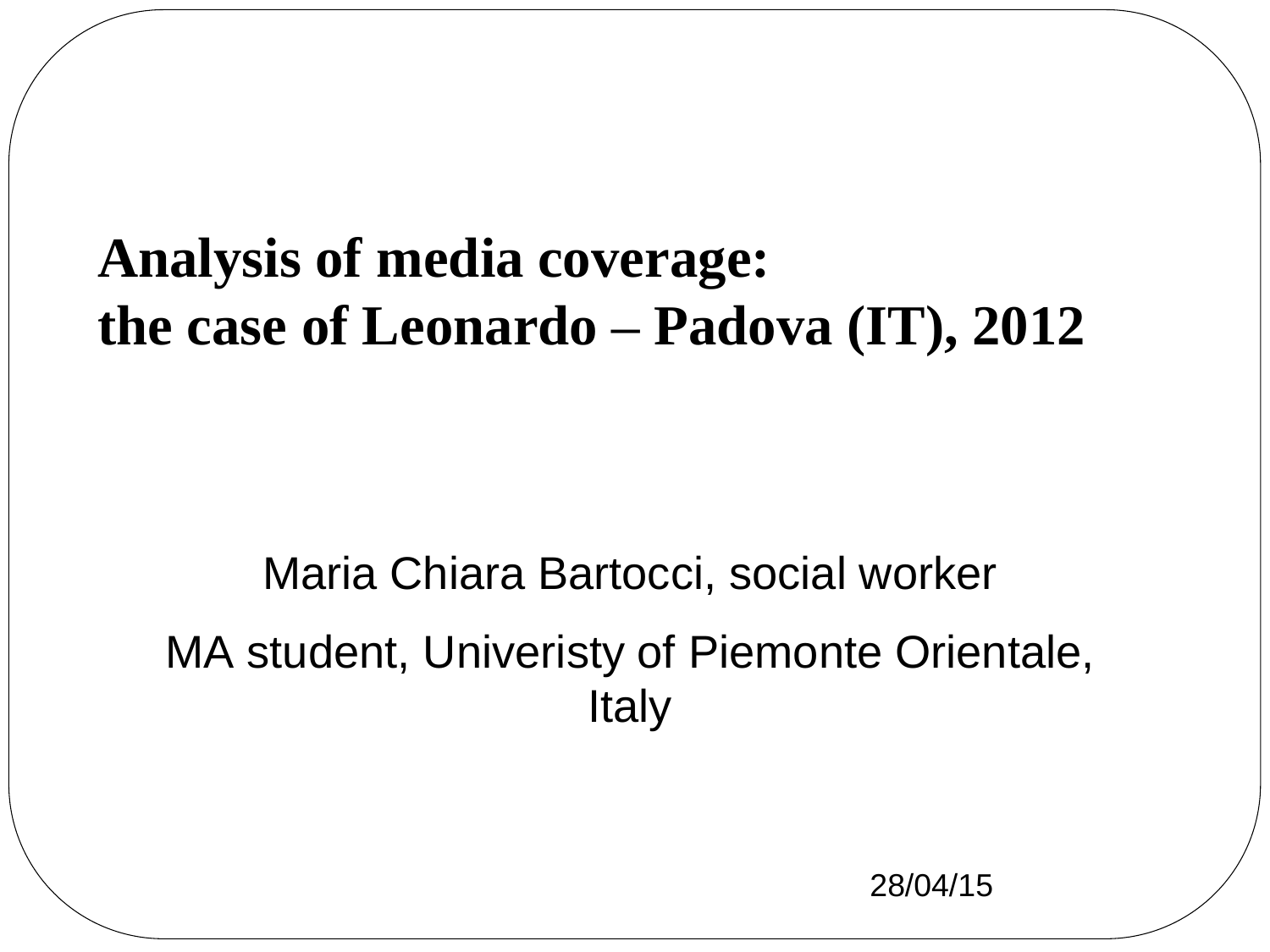# Analysis of media coverage:
# the case of Leonardo – Padova (IT), 2012

Maria Chiara Bartocci, social worker

MA student, Univeristy of Piemonte Orientale, Italy

28/04/15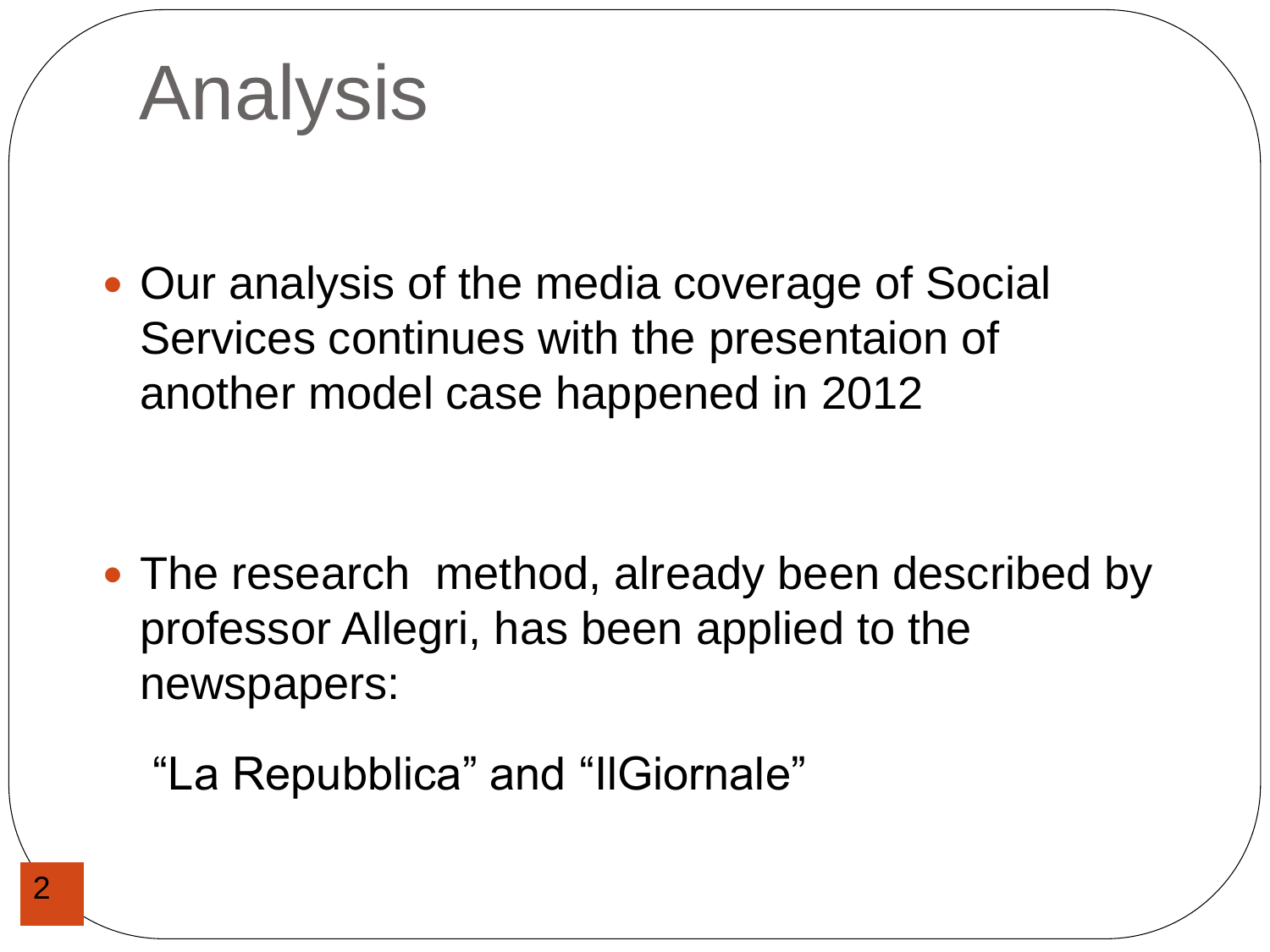# Analysis

- Our analysis of the media coverage of Social Services continues with the presentaion of another model case happened in 2012

- The research method, already been described by professor Allegri, has been applied to the newspapers:

  "La Repubblica" and "IlGiornale"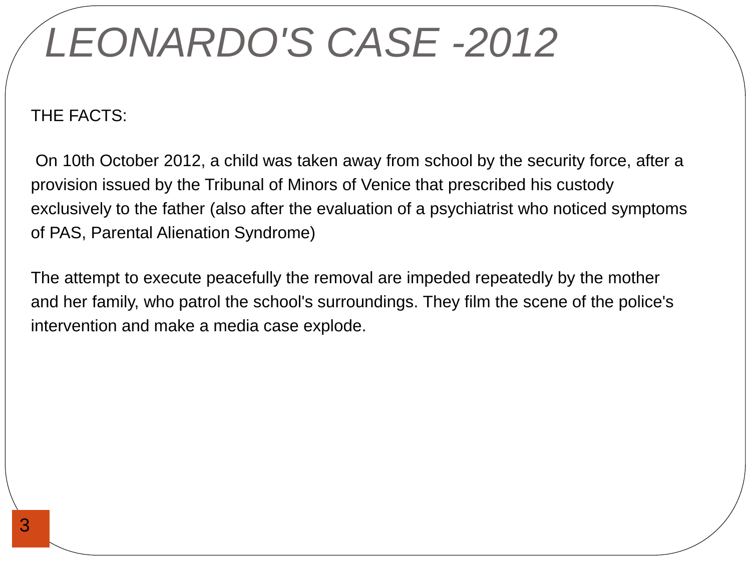# *LEONARDO'S CASE -2012*

THE FACTS:

On 10th October 2012, a child was taken away from school by the security force, after a provision issued by the Tribunal of Minors of Venice that prescribed his custody exclusively to the father (also after the evaluation of a psychiatrist who noticed symptoms of PAS, Parental Alienation Syndrome)

The attempt to execute peacefully the removal are impeded repeatedly by the mother and her family, who patrol the school's surroundings. They film the scene of the police's intervention and make a media case explode.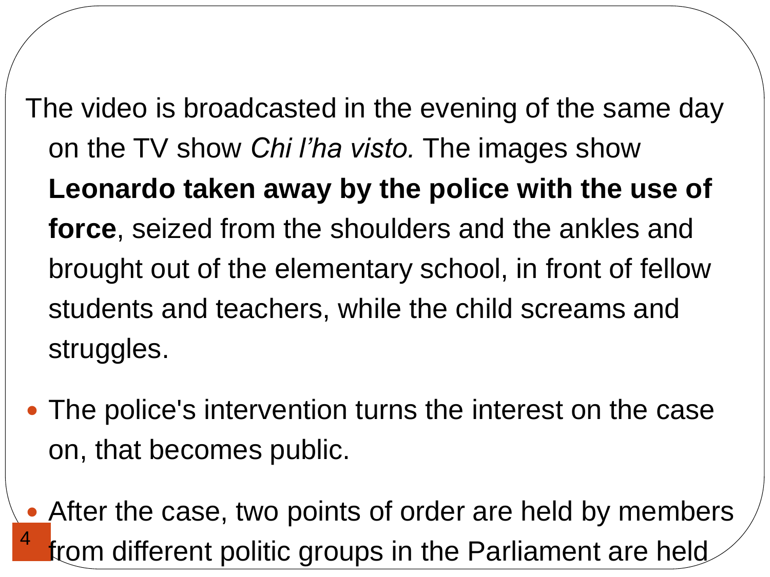The video is broadcasted in the evening of the same day on the TV show *Chi l'ha visto.* The images show **Leonardo taken away by the police with the use of force**, seized from the shoulders and the ankles and brought out of the elementary school, in front of fellow students and teachers, while the child screams and struggles.

- The police's intervention turns the interest on the case on, that becomes public.
- After the case, two points of order are held by members from different politic groups in the Parliament are held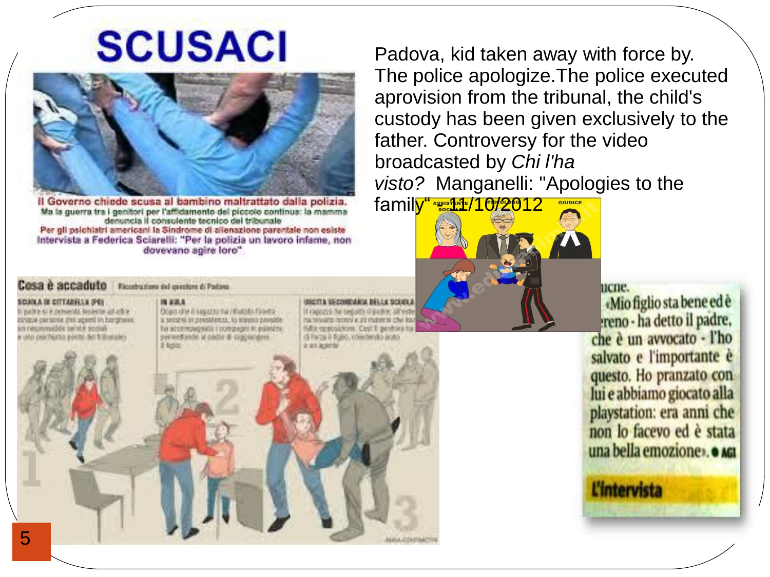# SCUSACI

**Il Governo chiede scusa al bambino maltrattato dalla polizia.**
Ma la guerra tra i genitori per l'affidamento del piccolo continua: la mamma denuncia il consulente tecnico del tribunale
Per gli psichiatri americani la Sindrome di alienazione parentale non esiste
Intervista a Federica Sciarelli: "Per la polizia un lavoro infame, non dovevano agire loro"

Padova, kid taken away with force by. The police apologize.The police executed aprovision from the tribunal, the child's custody has been given exclusively to the father. Controversy for the video broadcasted by *Chi l'ha visto?* Manganelli: "Apologies to the family" - 11/10/2012

**Cosa è accaduto** Ricostruzione del questore di Padova

«Mio figlio sta bene ed è sereno - ha detto il padre, che è un avvocato - l'ho salvato e l'importante è questo. Ho pranzato con lui e abbiamo giocato alla playstation: era anni che non lo facevo ed è stata una bella emozione». AGI

**L'intervista**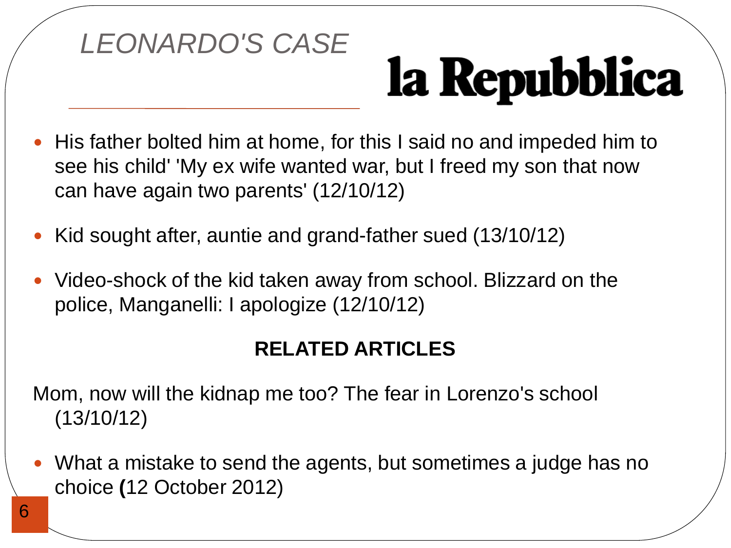# *LEONARDO'S CASE*

**la Repubblica**

- His father bolted him at home, for this I said no and impeded him to see his child' 'My ex wife wanted war, but I freed my son that now can have again two parents' (12/10/12)
- Kid sought after, auntie and grand-father sued (13/10/12)
- Video-shock of the kid taken away from school. Blizzard on the police, Manganelli: I apologize (12/10/12)

**RELATED ARTICLES**

Mom, now will the kidnap me too? The fear in Lorenzo's school (13/10/12)

- What a mistake to send the agents, but sometimes a judge has no choice **(**12 October 2012)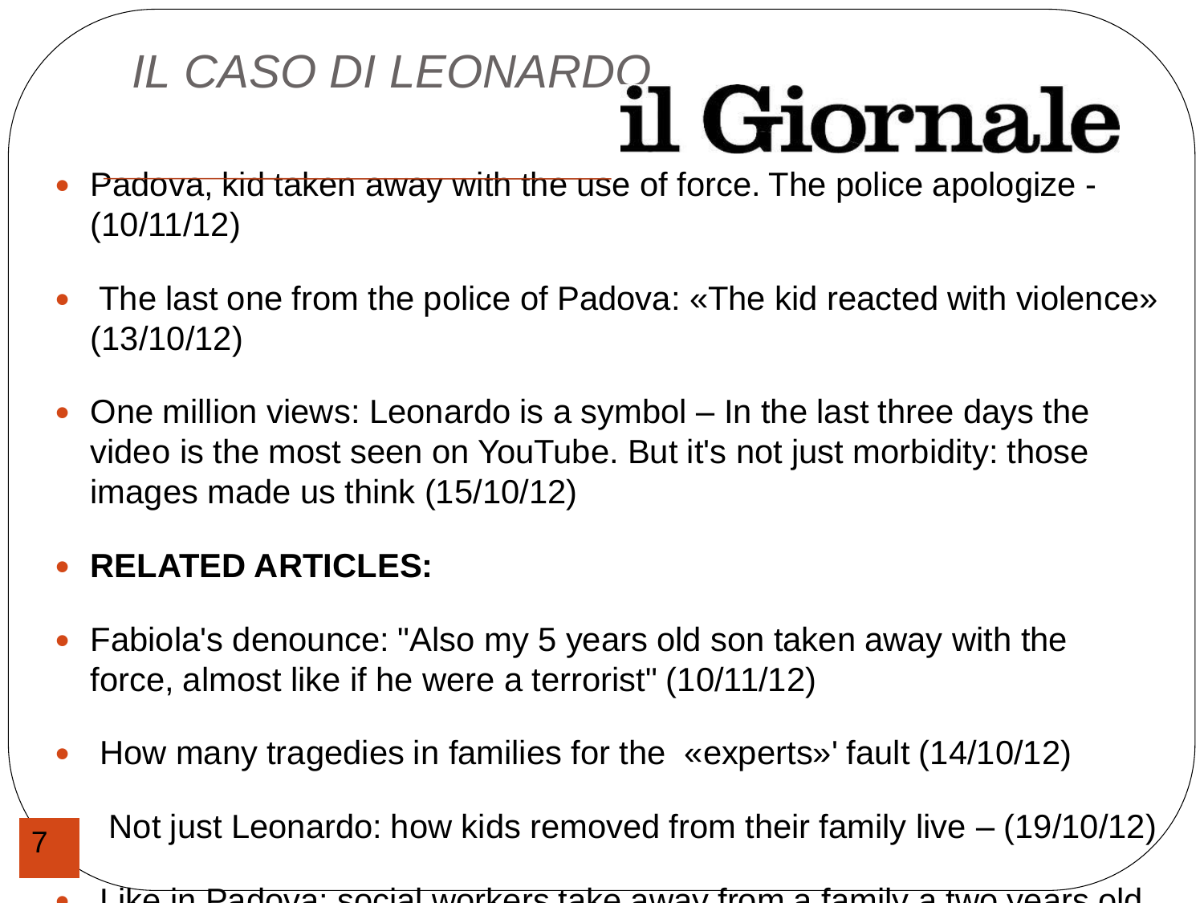# IL CASO DI LEONARDO

il Giornale

- Padova, kid taken away with the use of force. The police apologize - (10/11/12)
- The last one from the police of Padova: «The kid reacted with violence» (13/10/12)
- One million views: Leonardo is a symbol – In the last three days the video is the most seen on YouTube. But it's not just morbidity: those images made us think (15/10/12)
- **RELATED ARTICLES:**
- Fabiola's denounce: "Also my 5 years old son taken away with the force, almost like if he were a terrorist" (10/11/12)
- How many tragedies in families for the «experts»' fault (14/10/12)
- Not just Leonardo: how kids removed from their family live – (19/10/12)
- Like in Padova: social workers take away from a family a two years old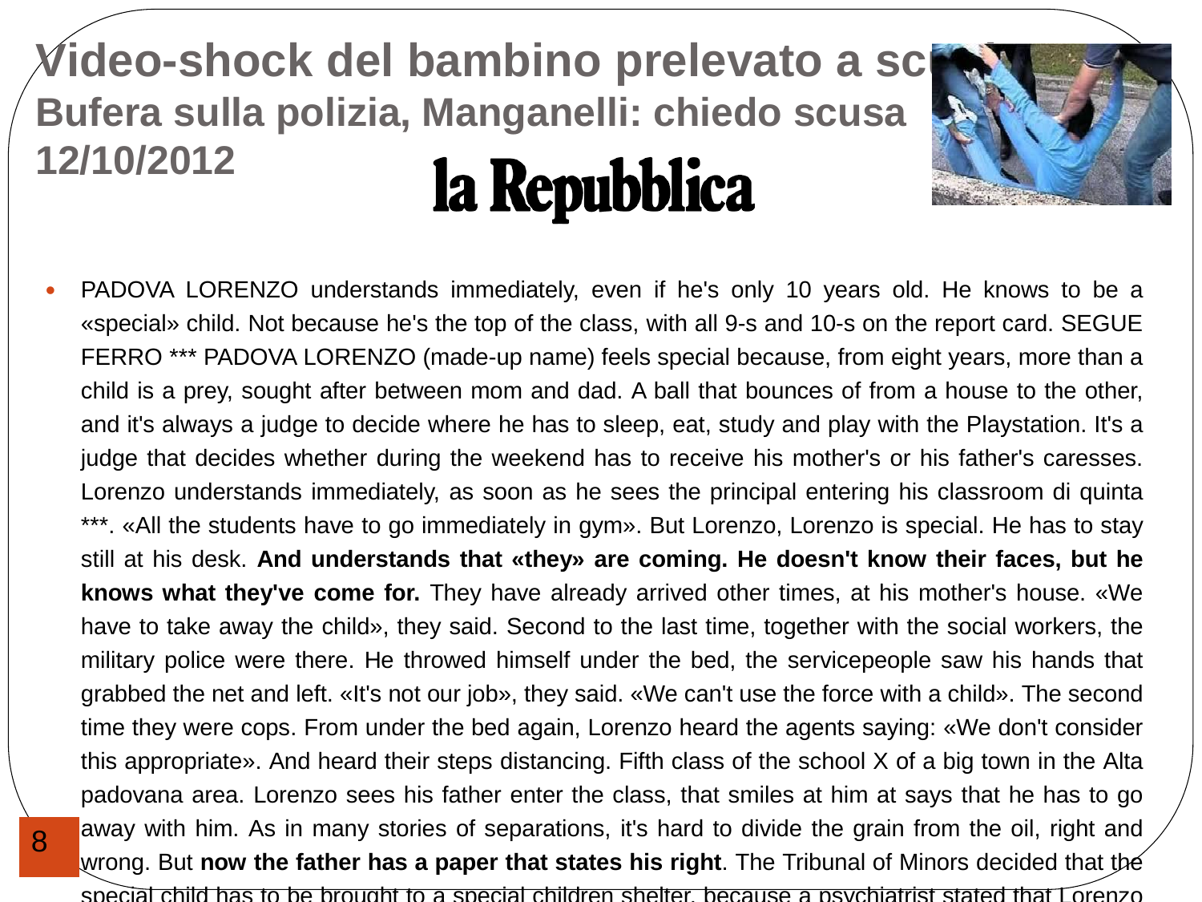# Video-shock del bambino prelevato a sc

## Bufera sulla polizia, Manganelli: chiedo scusa

12/10/2012

**la Repubblica**

- PADOVA LORENZO understands immediately, even if he's only 10 years old. He knows to be a «special» child. Not because he's the top of the class, with all 9-s and 10-s on the report card. SEGUE FERRO *** PADOVA LORENZO (made-up name) feels special because, from eight years, more than a child is a prey, sought after between mom and dad. A ball that bounces of from a house to the other, and it's always a judge to decide where he has to sleep, eat, study and play with the Playstation. It's a judge that decides whether during the weekend has to receive his mother's or his father's caresses. Lorenzo understands immediately, as soon as he sees the principal entering his classroom di quinta ***. «All the students have to go immediately in gym». But Lorenzo, Lorenzo is special. He has to stay still at his desk. **And understands that «they» are coming. He doesn't know their faces, but he knows what they've come for.** They have already arrived other times, at his mother's house. «We have to take away the child», they said. Second to the last time, together with the social workers, the military police were there. He throwed himself under the bed, the servicepeople saw his hands that grabbed the net and left. «It's not our job», they said. «We can't use the force with a child». The second time they were cops. From under the bed again, Lorenzo heard the agents saying: «We don't consider this appropriate». And heard their steps distancing. Fifth class of the school X of a big town in the Alta padovana area. Lorenzo sees his father enter the class, that smiles at him at says that he has to go away with him. As in many stories of separations, it's hard to divide the grain from the oil, right and wrong. But **now the father has a paper that states his right**. The Tribunal of Minors decided that the special child has to be brought to a special children shelter, because a psychiatrist stated that Lorenzo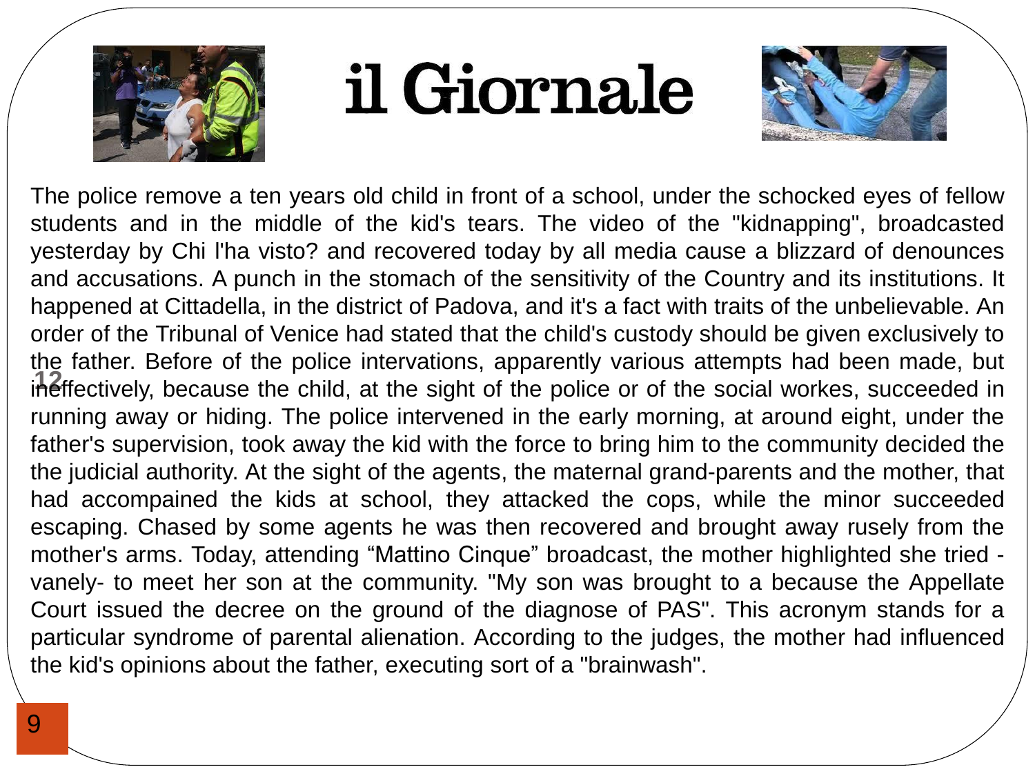# il Giornale

The police remove a ten years old child in front of a school, under the schocked eyes of fellow students and in the middle of the kid's tears. The video of the "kidnapping", broadcasted yesterday by Chi l'ha visto? and recovered today by all media cause a blizzard of denounces and accusations. A punch in the stomach of the sensitivity of the Country and its institutions. It happened at Cittadella, in the district of Padova, and it's a fact with traits of the unbelievable. An order of the Tribunal of Venice had stated that the child's custody should be given exclusively to the father. Before of the police intervations, apparently various attempts had been made, but ineffectively, because the child, at the sight of the police or of the social workes, succeeded in running away or hiding. The police intervened in the early morning, at around eight, under the father's supervision, took away the kid with the force to bring him to the community decided the the judicial authority. At the sight of the agents, the maternal grand-parents and the mother, that had accompained the kids at school, they attacked the cops, while the minor succeeded escaping. Chased by some agents he was then recovered and brought away rusely from the mother's arms. Today, attending “Mattino Cinque” broadcast, the mother highlighted she tried -vanely- to meet her son at the community. "My son was brought to a because the Appellate Court issued the decree on the ground of the diagnose of PAS". This acronym stands for a particular syndrome of parental alienation. According to the judges, the mother had influenced the kid's opinions about the father, executing sort of a "brainwash".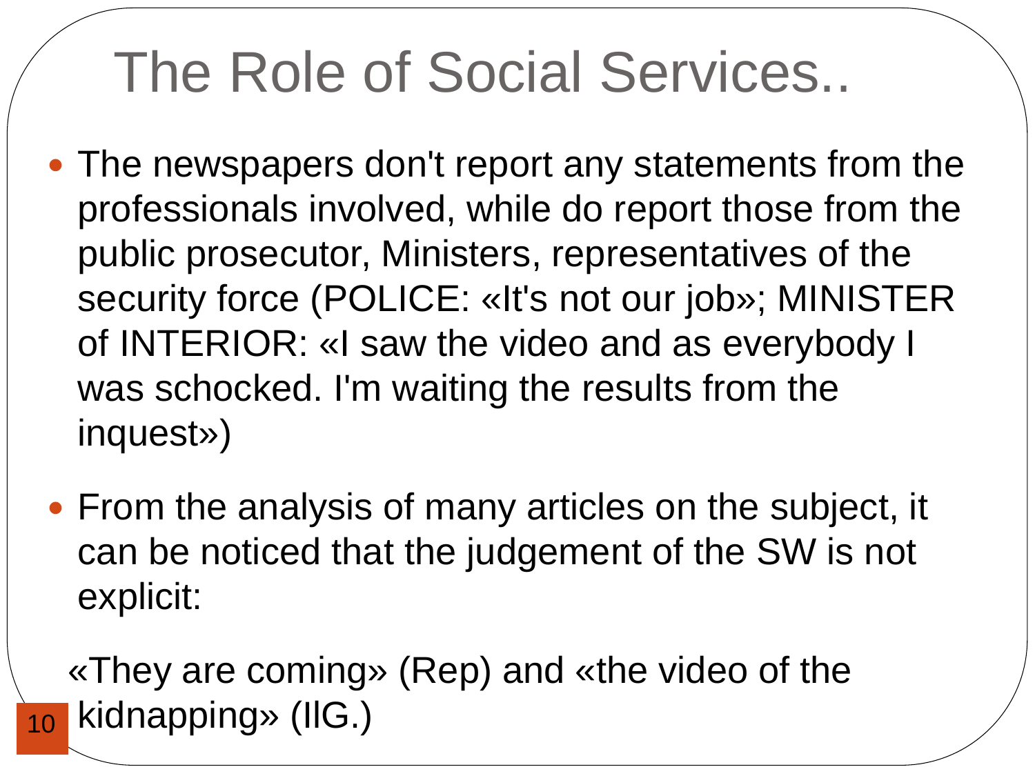# The Role of Social Services..

- The newspapers don't report any statements from the professionals involved, while do report those from the public prosecutor, Ministers, representatives of the security force (POLICE: «It's not our job»; MINISTER of INTERIOR: «I saw the video and as everybody I was schocked. I'm waiting the results from the inquest»)

- From the analysis of many articles on the subject, it can be noticed that the judgement of the SW is not explicit:

«They are coming» (Rep) and «the video of the kidnapping» (IlG.)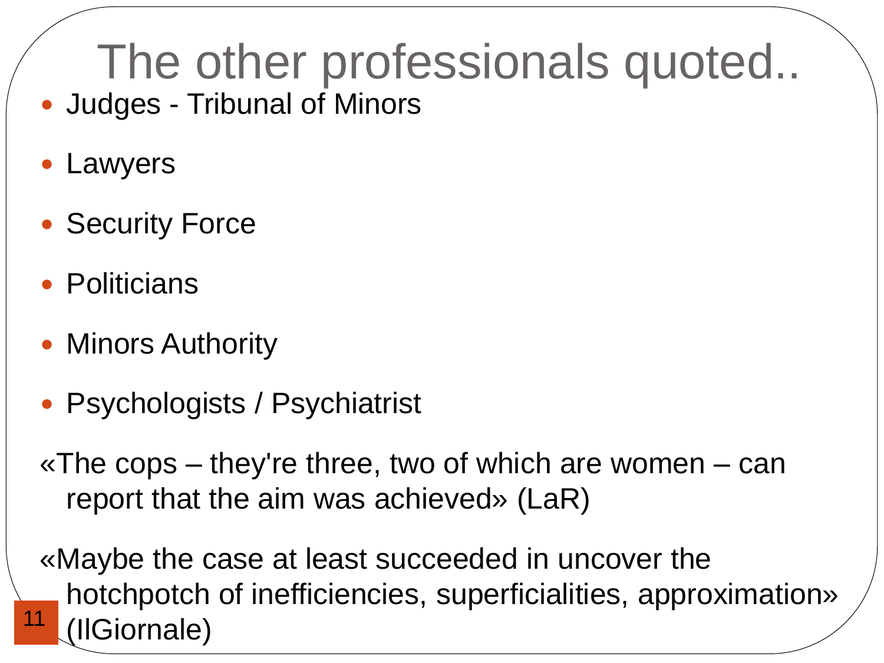# The other professionals quoted..

- Judges - Tribunal of Minors
- Lawyers
- Security Force
- Politicians
- Minors Authority
- Psychologists / Psychiatrist

«The cops – they're three, two of which are women – can report that the aim was achieved» (LaR)

«Maybe the case at least succeeded in uncover the hotchpotch of inefficiencies, superficialities, approximation» (IlGiornale)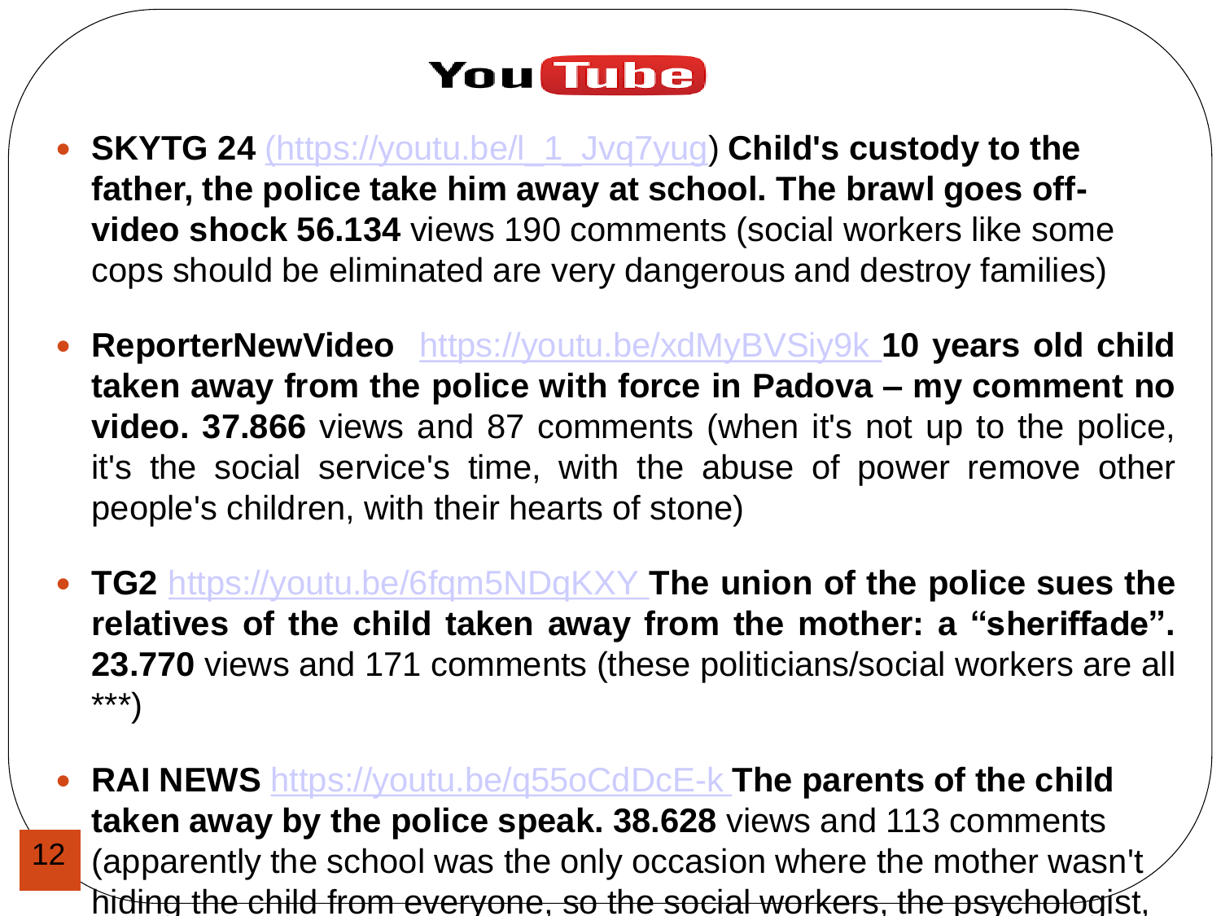# YouTube

- **SKYTG 24** (https://youtu.be/l_1_Jvq7yug) **Child's custody to the father, the police take him away at school. The brawl goes off-video shock 56.134** views 190 comments (social workers like some cops should be eliminated are very dangerous and destroy families)

- **ReporterNewVideo** https://youtu.be/xdMyBVSiy9k **10 years old child taken away from the police with force in Padova – my comment no video. 37.866** views and 87 comments (when it's not up to the police, it's the social service's time, with the abuse of power remove other people's children, with their hearts of stone)

- **TG2** https://youtu.be/6fqm5NDqKXY **The union of the police sues the relatives of the child taken away from the mother: a "sheriffade". 23.770** views and 171 comments (these politicians/social workers are all ***)

- **RAI NEWS** https://youtu.be/q55oCdDcE-k **The parents of the child taken away by the police speak. 38.628** views and 113 comments (apparently the school was the only occasion where the mother wasn't hiding the child from everyone, so the social workers, the psychologist,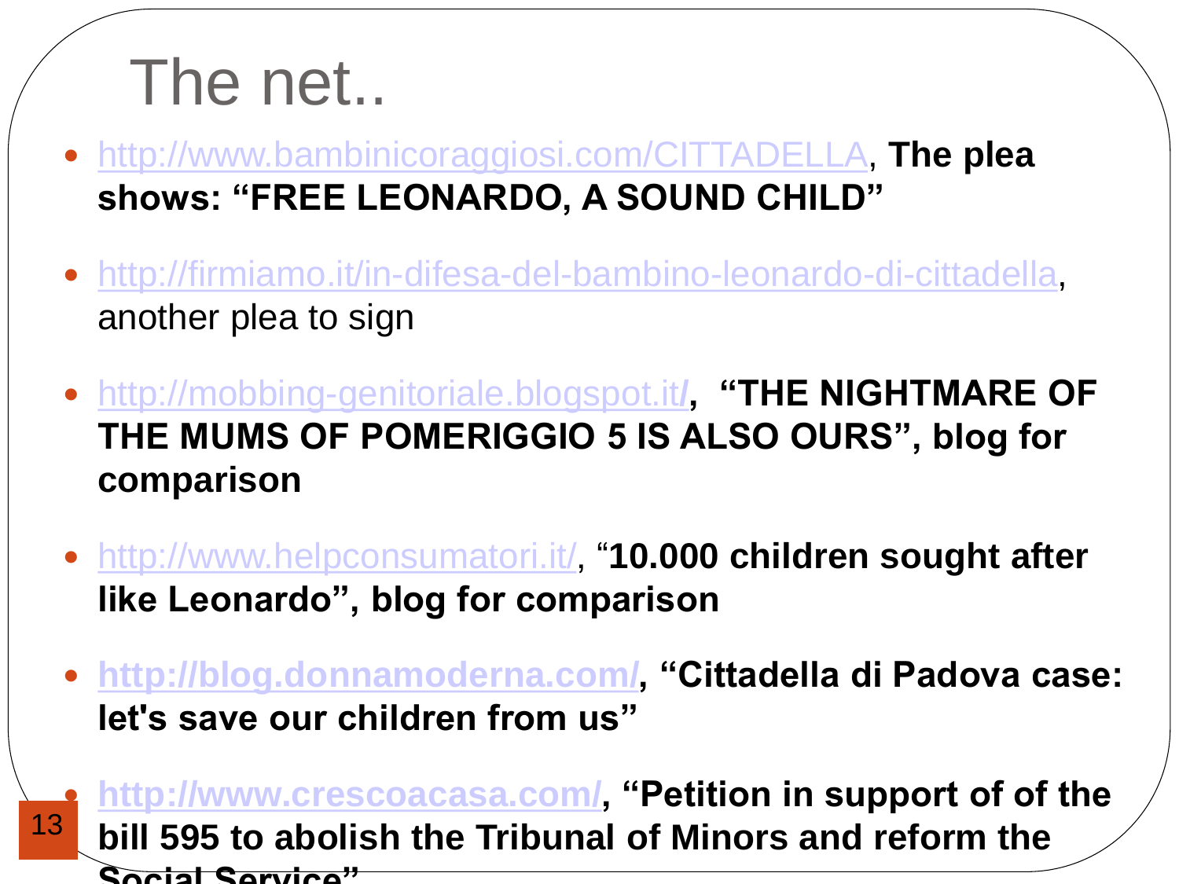# The net..

- http://www.bambinicoraggiosi.com/CITTADELLA, **The plea shows: "FREE LEONARDO, A SOUND CHILD"**

- http://firmiamo.it/in-difesa-del-bambino-leonardo-di-cittadella, another plea to sign

- http://mobbing-genitoriale.blogspot.it/, **"THE NIGHTMARE OF THE MUMS OF POMERIGGIO 5 IS ALSO OURS", blog for comparison**

- http://www.helpconsumatori.it/, "**10.000 children sought after like Leonardo", blog for comparison**

- **http://blog.donnamoderna.com/, "Cittadella di Padova case: let's save our children from us"**

- **http://www.crescoacasa.com/, "Petition in support of of the bill 595 to abolish the Tribunal of Minors and reform the Social Service"**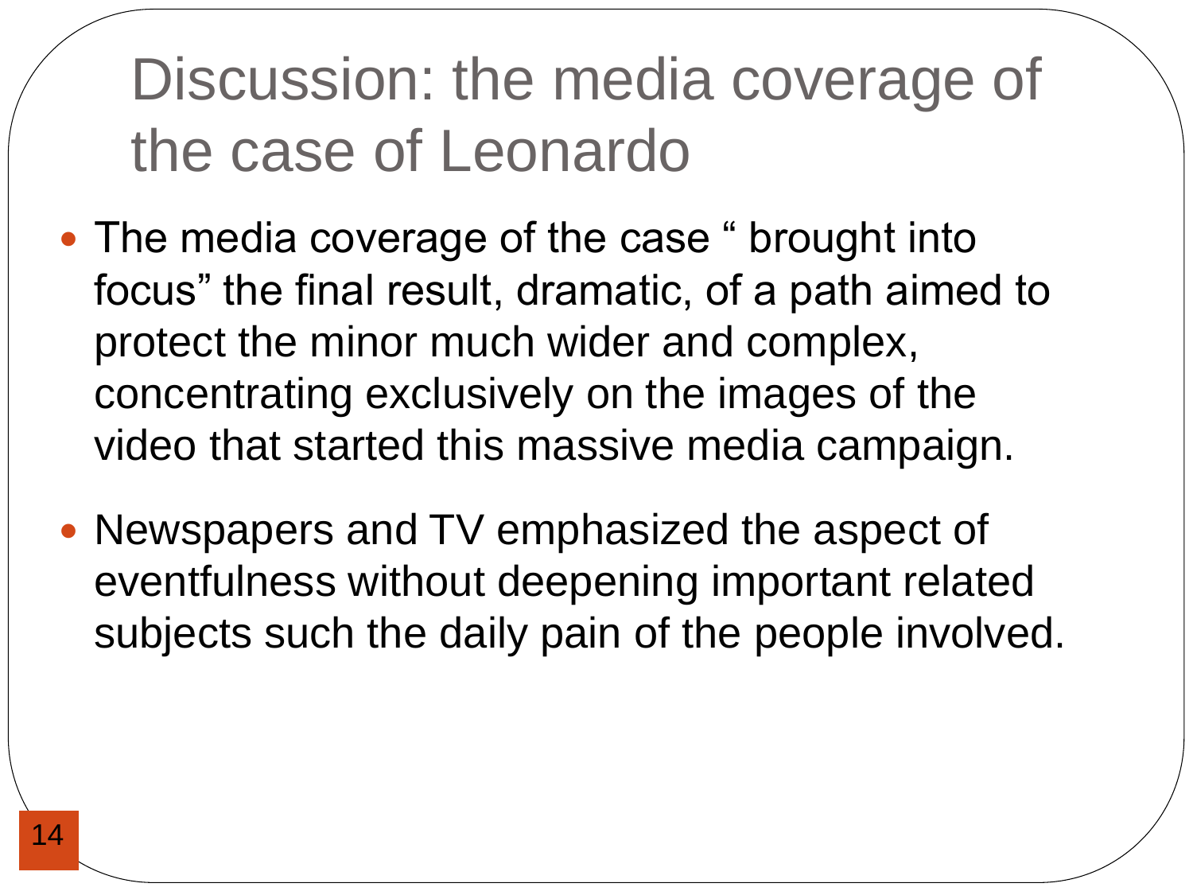# Discussion: the media coverage of the case of Leonardo

- The media coverage of the case " brought into focus" the final result, dramatic, of a path aimed to protect the minor much wider and complex, concentrating exclusively on the images of the video that started this massive media campaign.
- Newspapers and TV emphasized the aspect of eventfulness without deepening important related subjects such the daily pain of the people involved.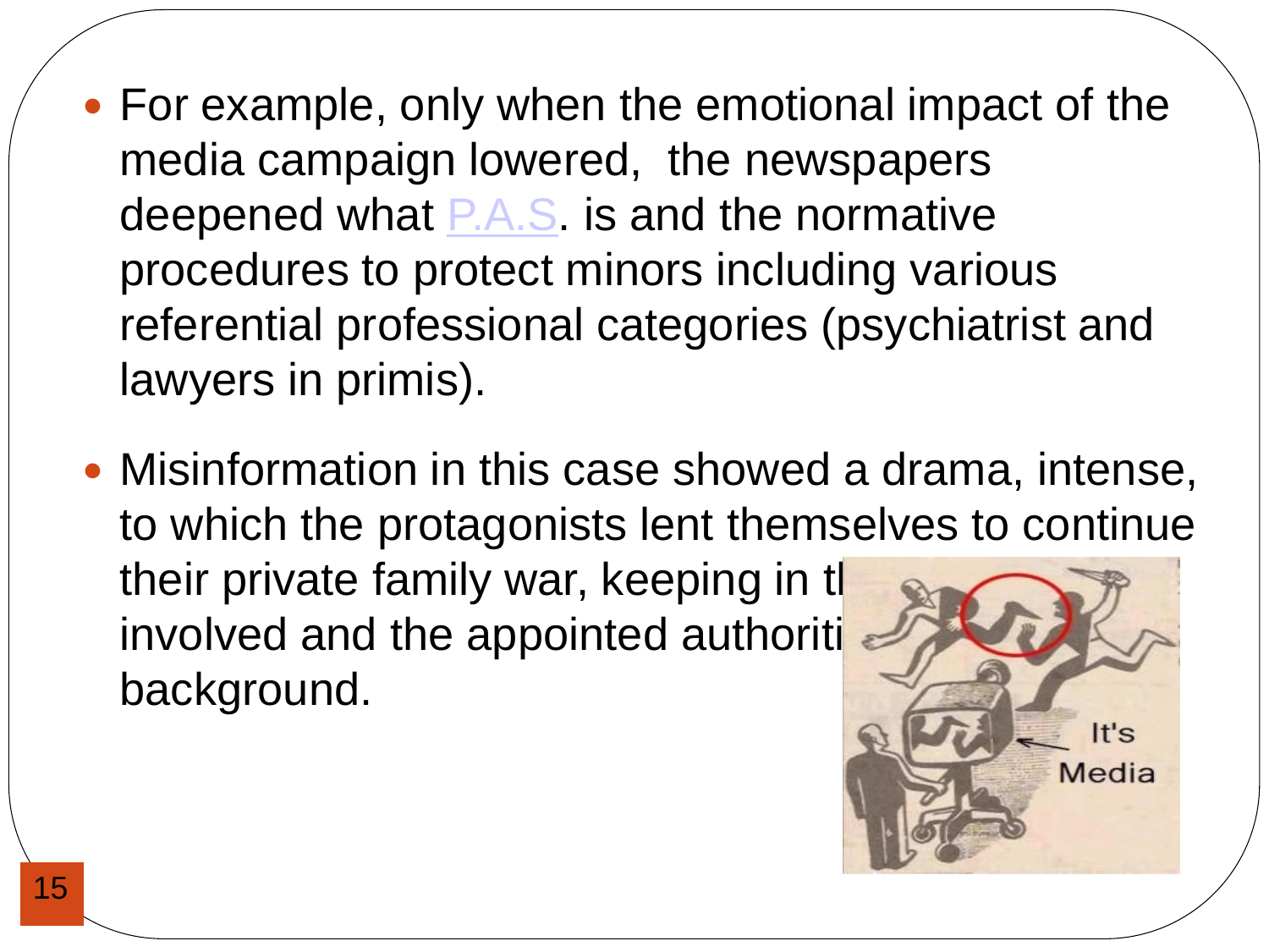- For example, only when the emotional impact of the media campaign lowered, the newspapers deepened what P.A.S. is and the normative procedures to protect minors including various referential professional categories (psychiatrist and lawyers in primis).

- Misinformation in this case showed a drama, intense, to which the protagonists lent themselves to continue their private family war, keeping in th involved and the appointed authoriti background.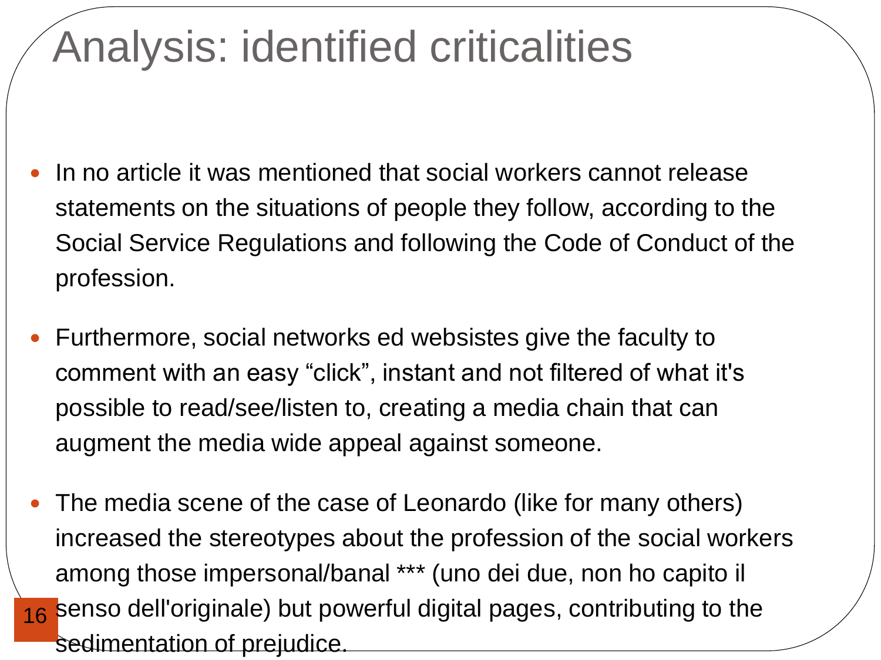# Analysis: identified criticalities

- In no article it was mentioned that social workers cannot release statements on the situations of people they follow, according to the Social Service Regulations and following the Code of Conduct of the profession.
- Furthermore, social networks ed websistes give the faculty to comment with an easy “click”, instant and not filtered of what it's possible to read/see/listen to, creating a media chain that can augment the media wide appeal against someone.
- The media scene of the case of Leonardo (like for many others) increased the stereotypes about the profession of the social workers among those impersonal/banal *** (uno dei due, non ho capito il senso dell'originale) but powerful digital pages, contributing to the sedimentation of prejudice.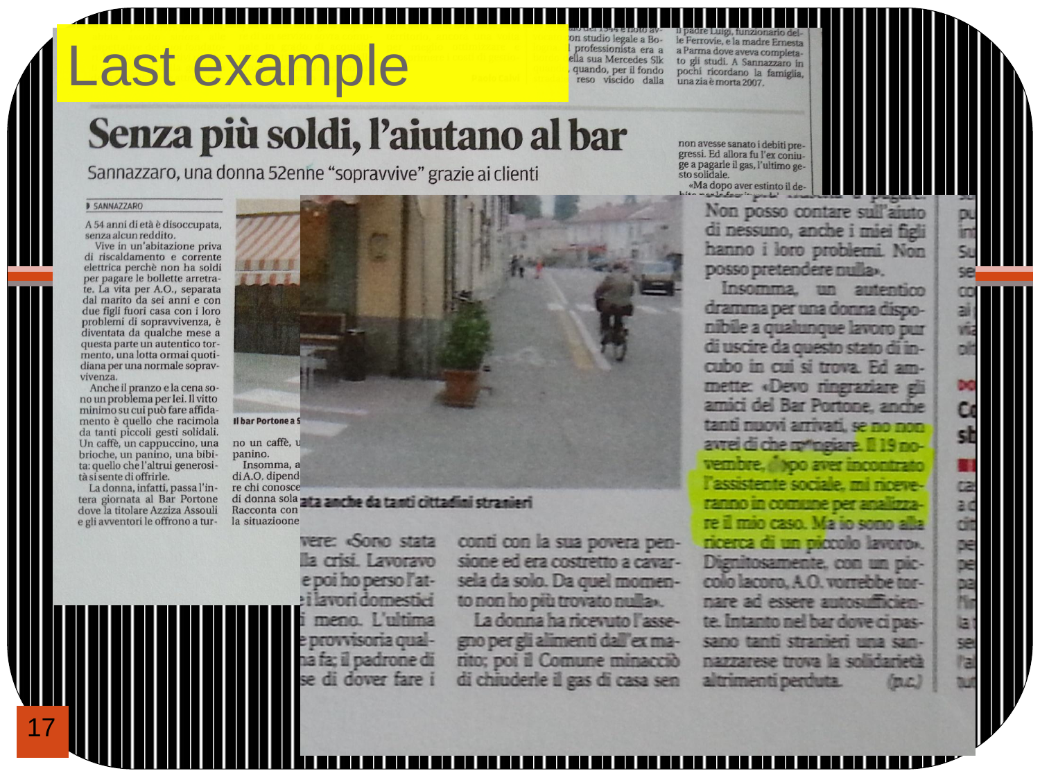# Last example

# Senza più soldi, l'aiutano al bar

Sannazzaro, una donna 52enne "sopravvive" grazie ai clienti

SANNAZZARO

A 54 anni di età è disoccupata, senza alcun reddito.

Vive in un'abitazione priva di riscaldamento e corrente elettrica perchè non ha soldi per pagare le bollette arretrate. La vita per A.O., separata dal marito da sei anni e con due figli fuori casa con i loro problemi di sopravvivenza, è diventata da qualche mese a questa parte un autentico tormento, una lotta ormai quotidiana per una normale sopravvivenza.

Anche il pranzo e la cena sono un problema per lei. Il vitto minimo su cui può fare affidamento è quello che racimola da tanti piccoli gesti solidali. Un caffè, un cappuccino, una brioche, un panino, una bibita: quello che l'altrui generosità si sente di offrirle.

La donna, infatti, passa l'intera giornata al Bar Portone dove la titolare Azziza Assouli e gli avventori le offrono a tur- no un caffè, u[...] panino.

Insomma, a[...] di A.O. dipend[...] re chi conosce[...] di donna sola [...] Racconta con [...] la situazione [...] vere: «Sono stata [...]la crisi. Lavoravo [...]e poi ho perso l'at- [...]e i lavori domestici [...]i meno. L'ultima [...]e provvisoria qual- [...]a fa; il padrone di [...]se di dover fare i conti con la sua povera pensione ed era costretto a cavarsela da solo. Da quel momento non ho più trovato nulla».

La donna ha ricevuto l'assegno per gli alimenti dall'ex marito; poi il Comune minacciò di chiuderle il gas di casa sen- non avesse sanato i debiti pregressi. Ed allora fu l'ex coniuge a pagarle il gas, l'ultimo gesto solidale.

«Ma dopo aver estinto il de- [...] Non posso contare sull'aiuto di nessuno, anche i miei figli hanno i loro problemi. Non posso pretendere nulla».

Insomma, un autentico dramma per una donna disponibile a qualunque lavoro pur di uscire da questo stato di incubo in cui si trova. Ed ammette: «Devo ringraziare gli amici del Bar Portone, anche tanti nuovi arrivati, se no non avrei di che mangiare. Il 19 novembre, dopo aver incontrato l'assistente sociale, mi riceveranno in comune per analizzare il mio caso. Ma io sono alla ricerca di un piccolo lavoro».

Dignitosamente, con un piccolo lacoro, A.O. vorrebbe tornare ad essere autosufficiente. Intanto nel bar dove ci passano tanti stranieri una sannazzarese trova la solidarietà altrimenti perduta. (n.c.)

Il bar Portone a S[...]ata anche da tanti cittadini stranieri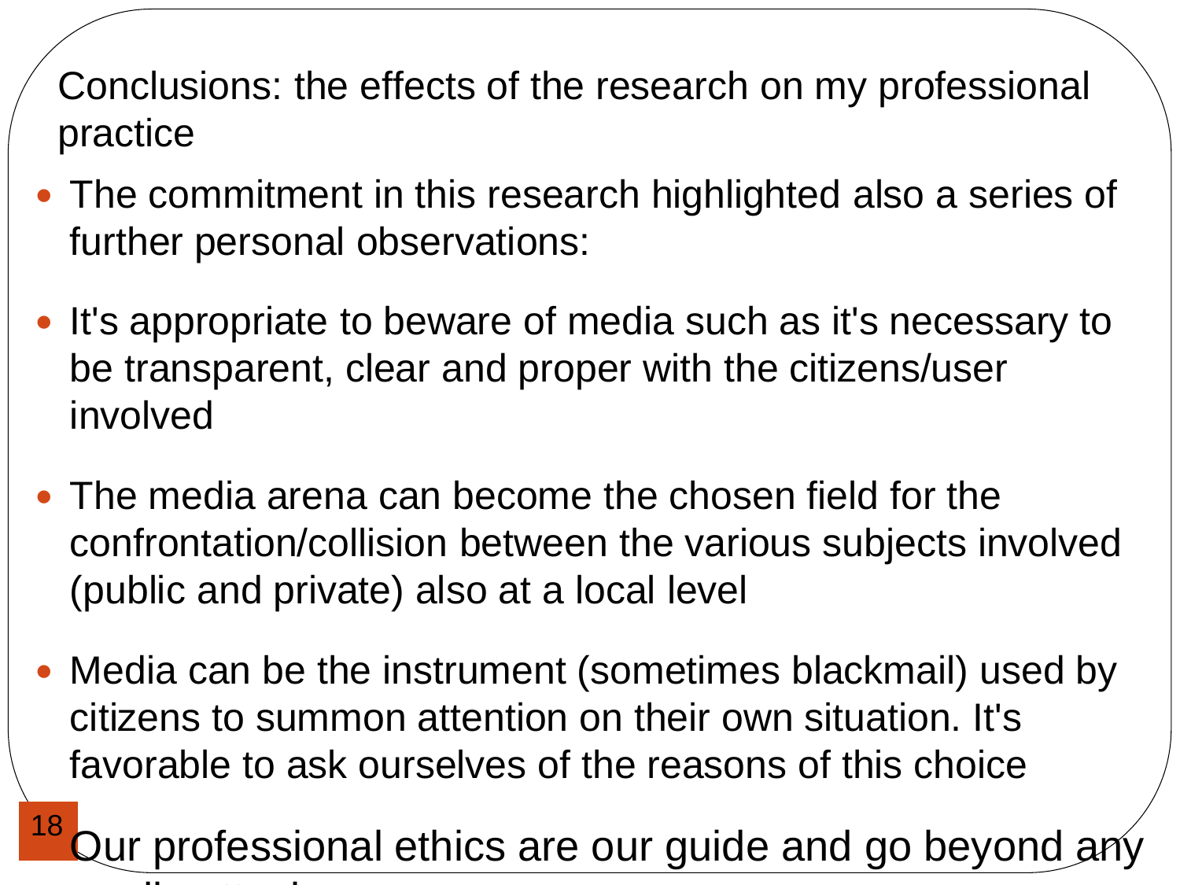## Conclusions: the effects of the research on my professional practice

- The commitment in this research highlighted also a series of further personal observations:
- It's appropriate to beware of media such as it's necessary to be transparent, clear and proper with the citizens/user involved
- The media arena can become the chosen field for the confrontation/collision between the various subjects involved (public and private) also at a local level
- Media can be the instrument (sometimes blackmail) used by citizens to summon attention on their own situation. It's favorable to ask ourselves of the reasons of this choice
- Our professional ethics are our guide and go beyond any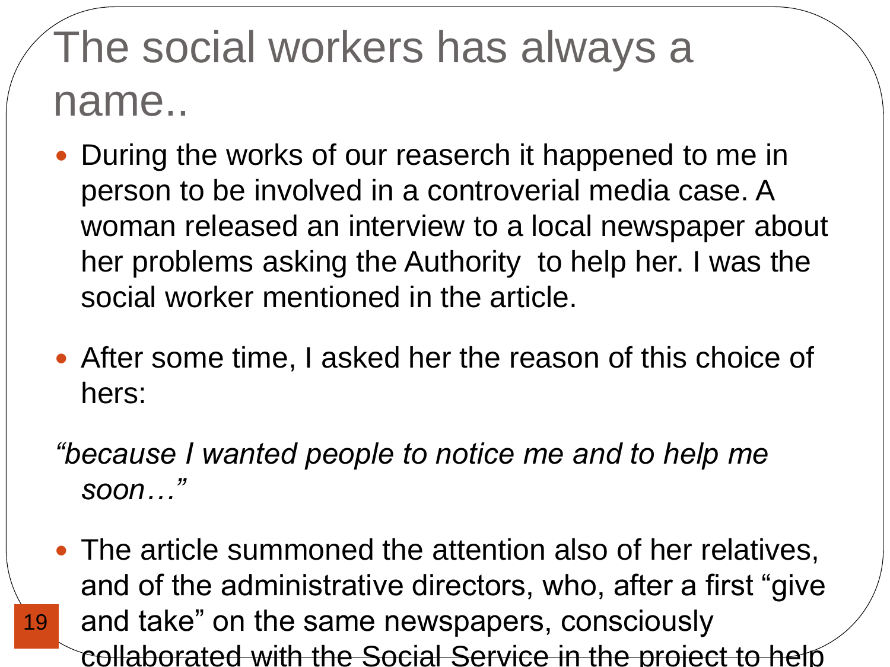# The social workers has always a name..

- During the works of our reaserch it happened to me in person to be involved in a controverial media case. A woman released an interview to a local newspaper about her problems asking the Authority to help her. I was the social worker mentioned in the article.
- After some time, I asked her the reason of this choice of hers:

*"because I wanted people to notice me and to help me soon…"*

- The article summoned the attention also of her relatives, and of the administrative directors, who, after a first "give and take" on the same newspapers, consciously collaborated with the Social Service in the project to help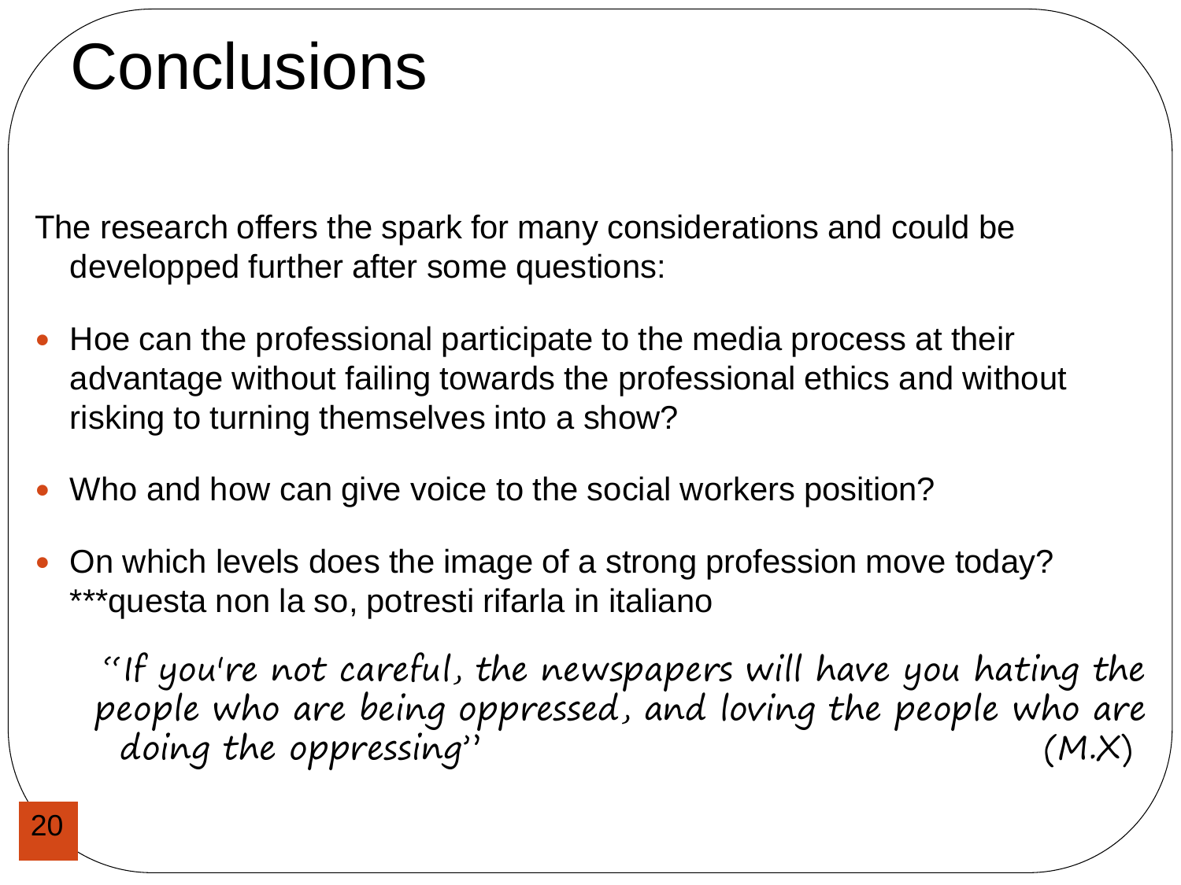# Conclusions

The research offers the spark for many considerations and could be developped further after some questions:

- Hoe can the professional participate to the media process at their advantage without failing towards the professional ethics and without risking to turning themselves into a show?
- Who and how can give voice to the social workers position?
- On which levels does the image of a strong profession move today? ***questa non la so, potresti rifarla in italiano

*"If you're not careful, the newspapers will have you hating the people who are being oppressed, and loving the people who are doing the oppressing"* (M.X)